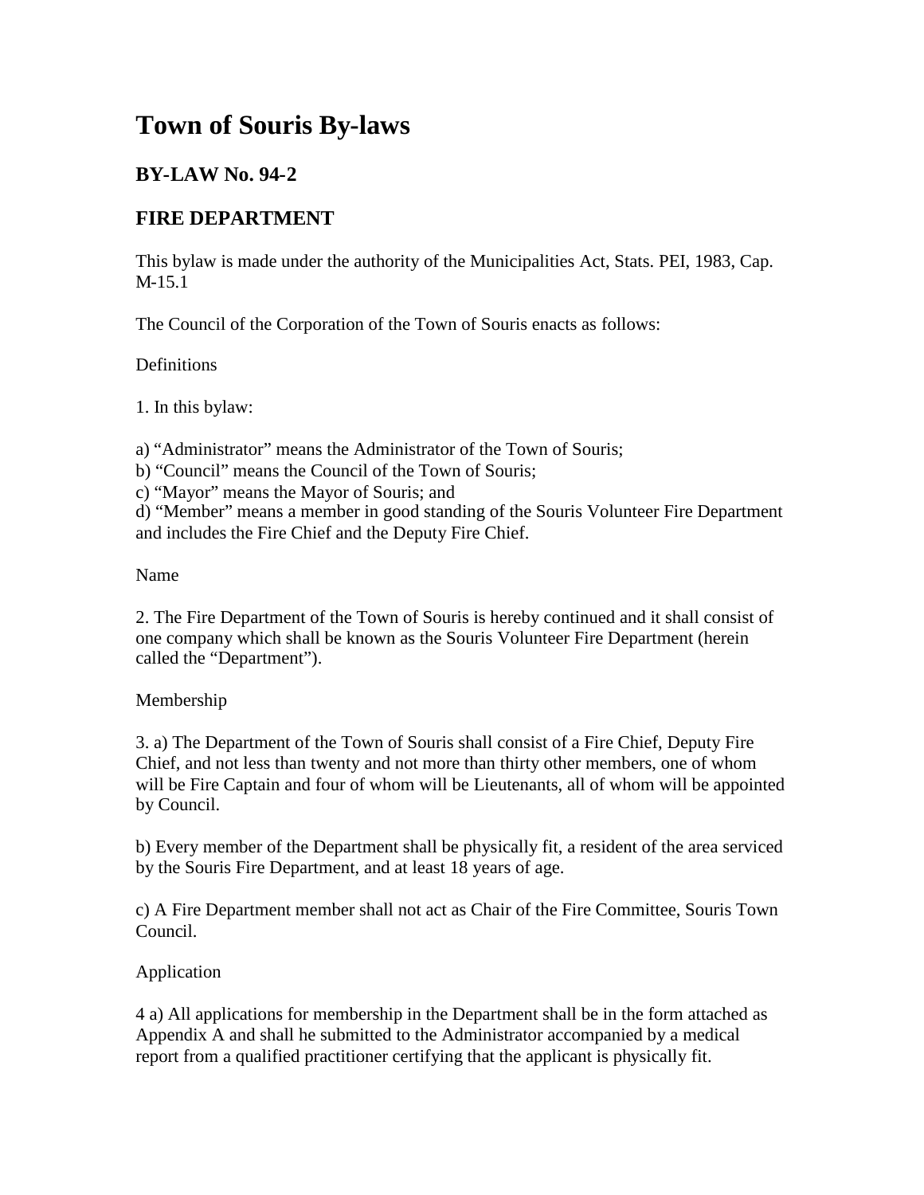# Town of Souris By-laws

## BY-LAW No. 94-2

## FIRE DEPARTMENT

This bylaw is made under the authority of the Municipalities Act, Stats. PEI, 1983, Cap. M-15.1

The Council of the Corporation of the Town of Souris enacts as follows:

Definitions

1. In this bylaw:

a) “Administrator” means the Administrator of the Town of Souris;
b) “Council” means the Council of the Town of Souris;
c) “Mayor” means the Mayor of Souris; and
d) “Member” means a member in good standing of the Souris Volunteer Fire Department and includes the Fire Chief and the Deputy Fire Chief.

Name

2. The Fire Department of the Town of Souris is hereby continued and it shall consist of one company which shall be known as the Souris Volunteer Fire Department (herein called the “Department”).

Membership

3. a) The Department of the Town of Souris shall consist of a Fire Chief, Deputy Fire Chief, and not less than twenty and not more than thirty other members, one of whom will be Fire Captain and four of whom will be Lieutenants, all of whom will be appointed by Council.

b) Every member of the Department shall be physically fit, a resident of the area serviced by the Souris Fire Department, and at least 18 years of age.

c) A Fire Department member shall not act as Chair of the Fire Committee, Souris Town Council.

Application

4 a) All applications for membership in the Department shall be in the form attached as Appendix A and shall he submitted to the Administrator accompanied by a medical report from a qualified practitioner certifying that the applicant is physically fit.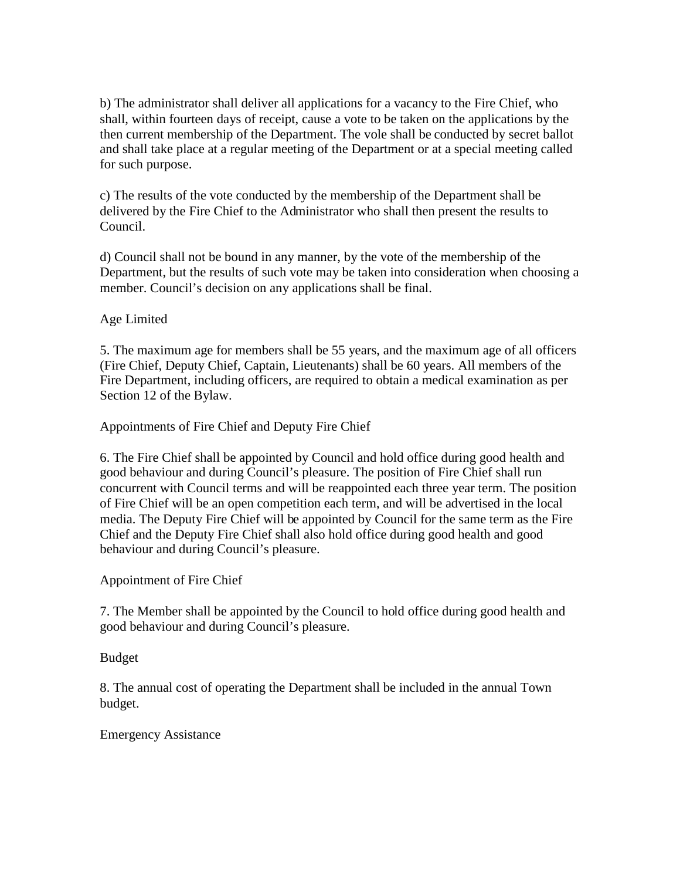b) The administrator shall deliver all applications for a vacancy to the Fire Chief, who shall, within fourteen days of receipt, cause a vote to be taken on the applications by the then current membership of the Department. The vole shall be conducted by secret ballot and shall take place at a regular meeting of the Department or at a special meeting called for such purpose.

c) The results of the vote conducted by the membership of the Department shall be delivered by the Fire Chief to the Administrator who shall then present the results to Council.

d) Council shall not be bound in any manner, by the vote of the membership of the Department, but the results of such vote may be taken into consideration when choosing a member. Council's decision on any applications shall be final.

Age Limited

5. The maximum age for members shall be 55 years, and the maximum age of all officers (Fire Chief, Deputy Chief, Captain, Lieutenants) shall be 60 years. All members of the Fire Department, including officers, are required to obtain a medical examination as per Section 12 of the Bylaw.

Appointments of Fire Chief and Deputy Fire Chief

6. The Fire Chief shall be appointed by Council and hold office during good health and good behaviour and during Council's pleasure. The position of Fire Chief shall run concurrent with Council terms and will be reappointed each three year term. The position of Fire Chief will be an open competition each term, and will be advertised in the local media. The Deputy Fire Chief will be appointed by Council for the same term as the Fire Chief and the Deputy Fire Chief shall also hold office during good health and good behaviour and during Council's pleasure.

Appointment of Fire Chief

7. The Member shall be appointed by the Council to hold office during good health and good behaviour and during Council's pleasure.

Budget

8. The annual cost of operating the Department shall be included in the annual Town budget.

Emergency Assistance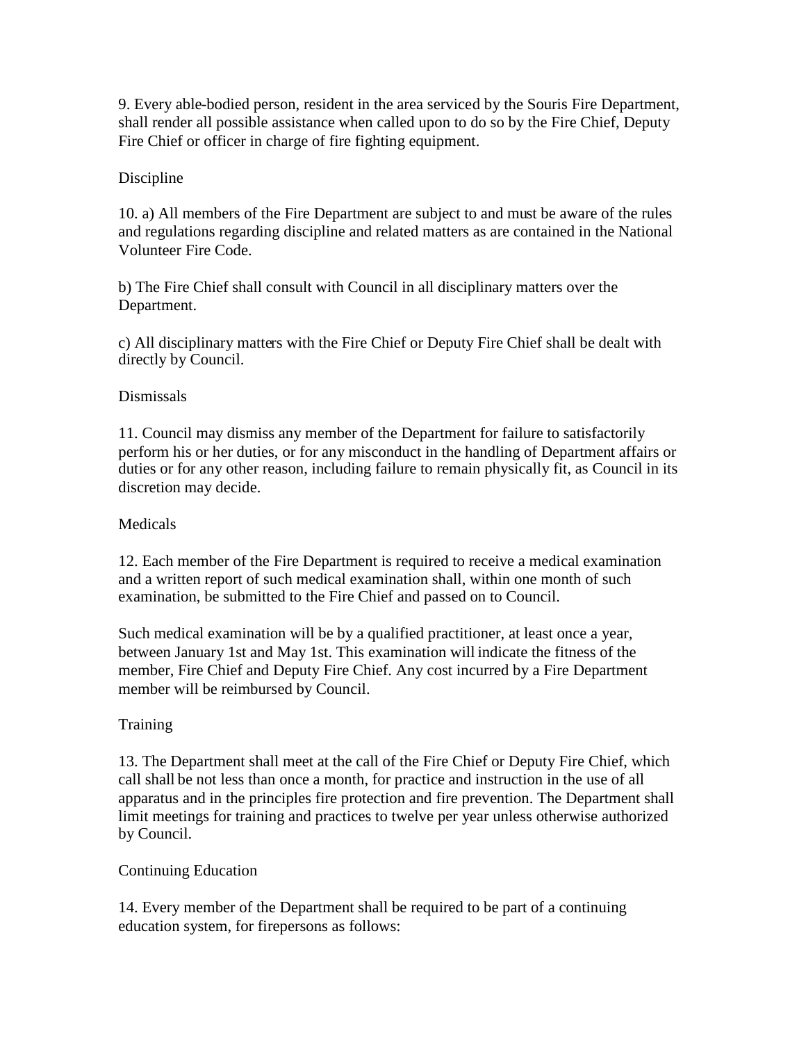9. Every able-bodied person, resident in the area serviced by the Souris Fire Department, shall render all possible assistance when called upon to do so by the Fire Chief, Deputy Fire Chief or officer in charge of fire fighting equipment.

## Discipline

10. a) All members of the Fire Department are subject to and must be aware of the rules and regulations regarding discipline and related matters as are contained in the National Volunteer Fire Code.

b) The Fire Chief shall consult with Council in all disciplinary matters over the Department.

c) All disciplinary matters with the Fire Chief or Deputy Fire Chief shall be dealt with directly by Council.

## Dismissals

11. Council may dismiss any member of the Department for failure to satisfactorily perform his or her duties, or for any misconduct in the handling of Department affairs or duties or for any other reason, including failure to remain physically fit, as Council in its discretion may decide.

## Medicals

12. Each member of the Fire Department is required to receive a medical examination and a written report of such medical examination shall, within one month of such examination, be submitted to the Fire Chief and passed on to Council.

Such medical examination will be by a qualified practitioner, at least once a year, between January 1st and May 1st. This examination will indicate the fitness of the member, Fire Chief and Deputy Fire Chief. Any cost incurred by a Fire Department member will be reimbursed by Council.

## Training

13. The Department shall meet at the call of the Fire Chief or Deputy Fire Chief, which call shall be not less than once a month, for practice and instruction in the use of all apparatus and in the principles fire protection and fire prevention. The Department shall limit meetings for training and practices to twelve per year unless otherwise authorized by Council.

## Continuing Education

14. Every member of the Department shall be required to be part of a continuing education system, for firepersons as follows: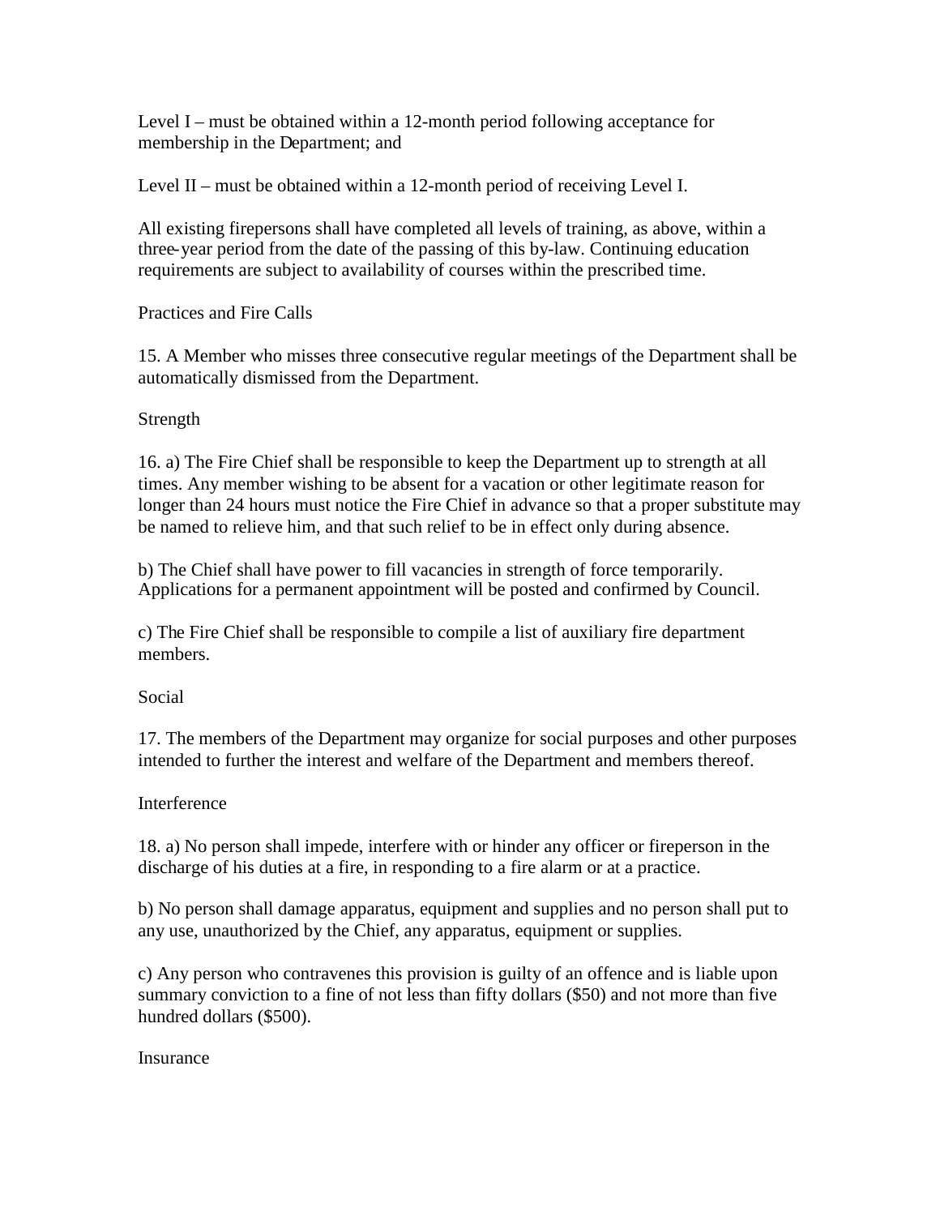Level I – must be obtained within a 12-month period following acceptance for membership in the Department; and

Level II – must be obtained within a 12-month period of receiving Level I.

All existing firepersons shall have completed all levels of training, as above, within a three-year period from the date of the passing of this by-law. Continuing education requirements are subject to availability of courses within the prescribed time.

Practices and Fire Calls

15. A Member who misses three consecutive regular meetings of the Department shall be automatically dismissed from the Department.

Strength

16. a) The Fire Chief shall be responsible to keep the Department up to strength at all times. Any member wishing to be absent for a vacation or other legitimate reason for longer than 24 hours must notice the Fire Chief in advance so that a proper substitute may be named to relieve him, and that such relief to be in effect only during absence.

b) The Chief shall have power to fill vacancies in strength of force temporarily. Applications for a permanent appointment will be posted and confirmed by Council.

c) The Fire Chief shall be responsible to compile a list of auxiliary fire department members.

Social

17. The members of the Department may organize for social purposes and other purposes intended to further the interest and welfare of the Department and members thereof.

Interference

18. a) No person shall impede, interfere with or hinder any officer or fireperson in the discharge of his duties at a fire, in responding to a fire alarm or at a practice.

b) No person shall damage apparatus, equipment and supplies and no person shall put to any use, unauthorized by the Chief, any apparatus, equipment or supplies.

c) Any person who contravenes this provision is guilty of an offence and is liable upon summary conviction to a fine of not less than fifty dollars ($50) and not more than five hundred dollars ($500).

Insurance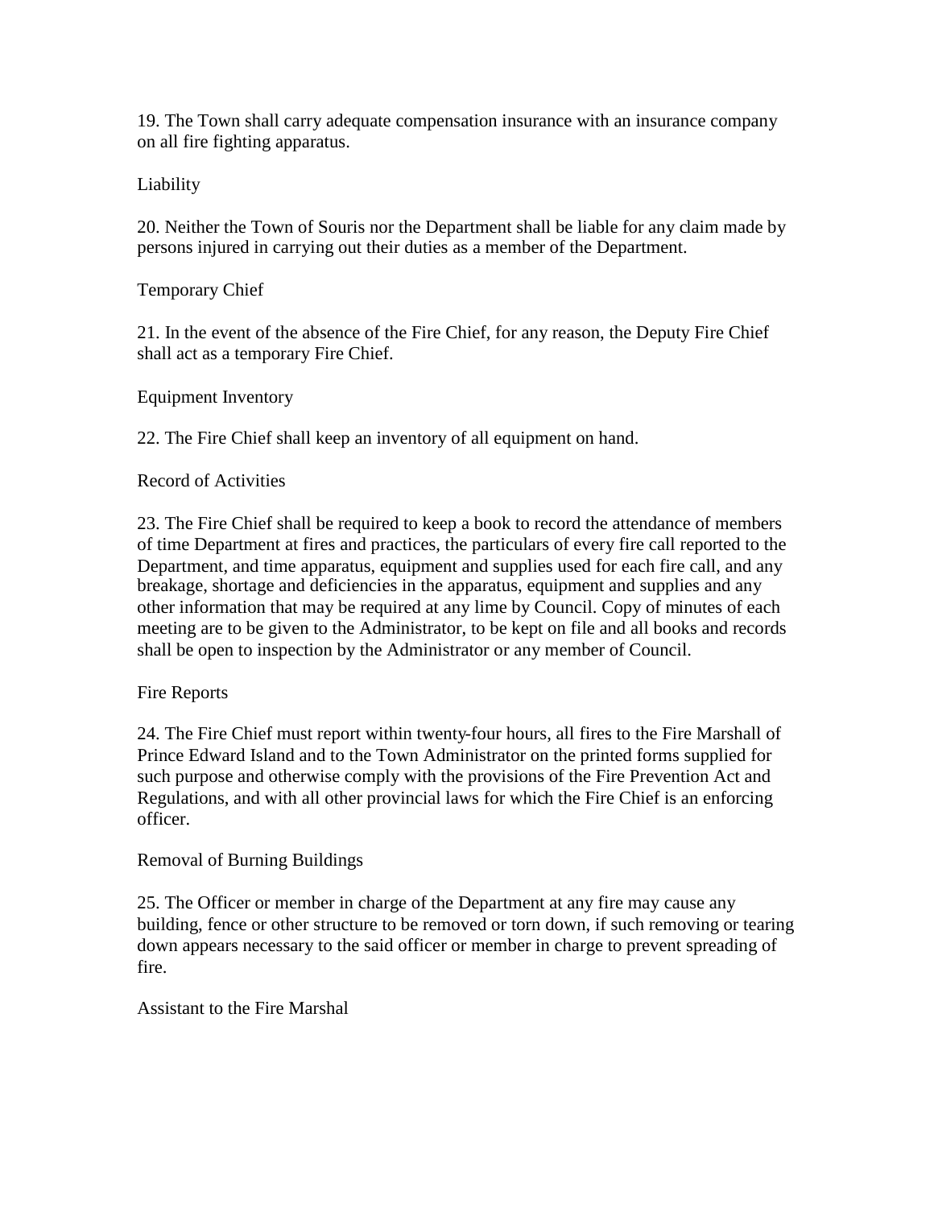19. The Town shall carry adequate compensation insurance with an insurance company on all fire fighting apparatus.

Liability

20. Neither the Town of Souris nor the Department shall be liable for any claim made by persons injured in carrying out their duties as a member of the Department.

Temporary Chief

21. In the event of the absence of the Fire Chief, for any reason, the Deputy Fire Chief shall act as a temporary Fire Chief.

Equipment Inventory

22. The Fire Chief shall keep an inventory of all equipment on hand.

Record of Activities

23. The Fire Chief shall be required to keep a book to record the attendance of members of time Department at fires and practices, the particulars of every fire call reported to the Department, and time apparatus, equipment and supplies used for each fire call, and any breakage, shortage and deficiencies in the apparatus, equipment and supplies and any other information that may be required at any lime by Council. Copy of minutes of each meeting are to be given to the Administrator, to be kept on file and all books and records shall be open to inspection by the Administrator or any member of Council.

Fire Reports

24. The Fire Chief must report within twenty-four hours, all fires to the Fire Marshall of Prince Edward Island and to the Town Administrator on the printed forms supplied for such purpose and otherwise comply with the provisions of the Fire Prevention Act and Regulations, and with all other provincial laws for which the Fire Chief is an enforcing officer.

Removal of Burning Buildings

25. The Officer or member in charge of the Department at any fire may cause any building, fence or other structure to be removed or torn down, if such removing or tearing down appears necessary to the said officer or member in charge to prevent spreading of fire.

Assistant to the Fire Marshal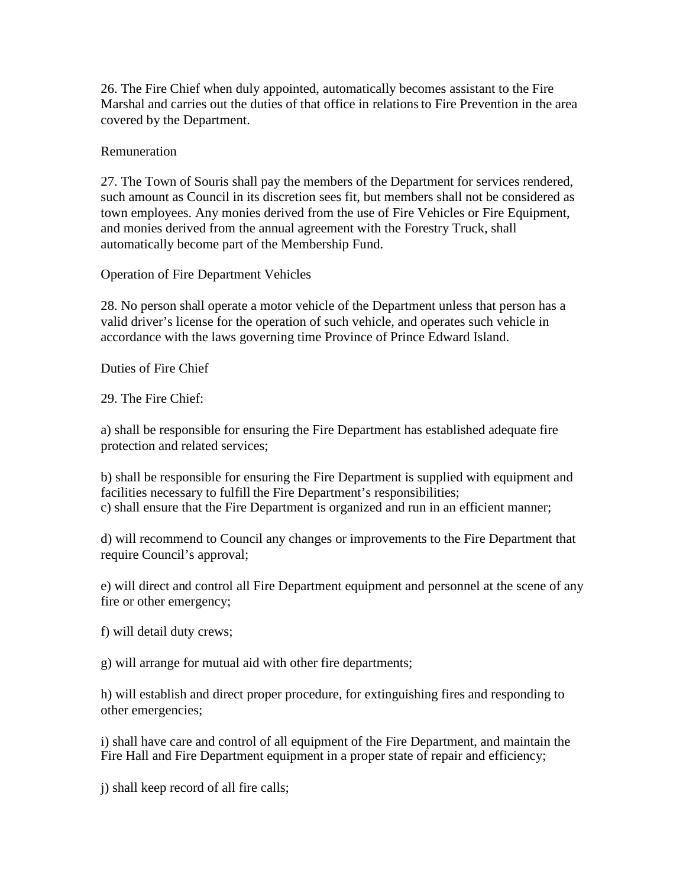26. The Fire Chief when duly appointed, automatically becomes assistant to the Fire Marshal and carries out the duties of that office in relations to Fire Prevention in the area covered by the Department.

## Remuneration

27. The Town of Souris shall pay the members of the Department for services rendered, such amount as Council in its discretion sees fit, but members shall not be considered as town employees. Any monies derived from the use of Fire Vehicles or Fire Equipment, and monies derived from the annual agreement with the Forestry Truck, shall automatically become part of the Membership Fund.

## Operation of Fire Department Vehicles

28. No person shall operate a motor vehicle of the Department unless that person has a valid driver's license for the operation of such vehicle, and operates such vehicle in accordance with the laws governing time Province of Prince Edward Island.

## Duties of Fire Chief

29. The Fire Chief:

a) shall be responsible for ensuring the Fire Department has established adequate fire protection and related services;

b) shall be responsible for ensuring the Fire Department is supplied with equipment and facilities necessary to fulfill the Fire Department's responsibilities;
c) shall ensure that the Fire Department is organized and run in an efficient manner;

d) will recommend to Council any changes or improvements to the Fire Department that require Council's approval;

e) will direct and control all Fire Department equipment and personnel at the scene of any fire or other emergency;

f) will detail duty crews;

g) will arrange for mutual aid with other fire departments;

h) will establish and direct proper procedure, for extinguishing fires and responding to other emergencies;

i) shall have care and control of all equipment of the Fire Department, and maintain the Fire Hall and Fire Department equipment in a proper state of repair and efficiency;

j) shall keep record of all fire calls;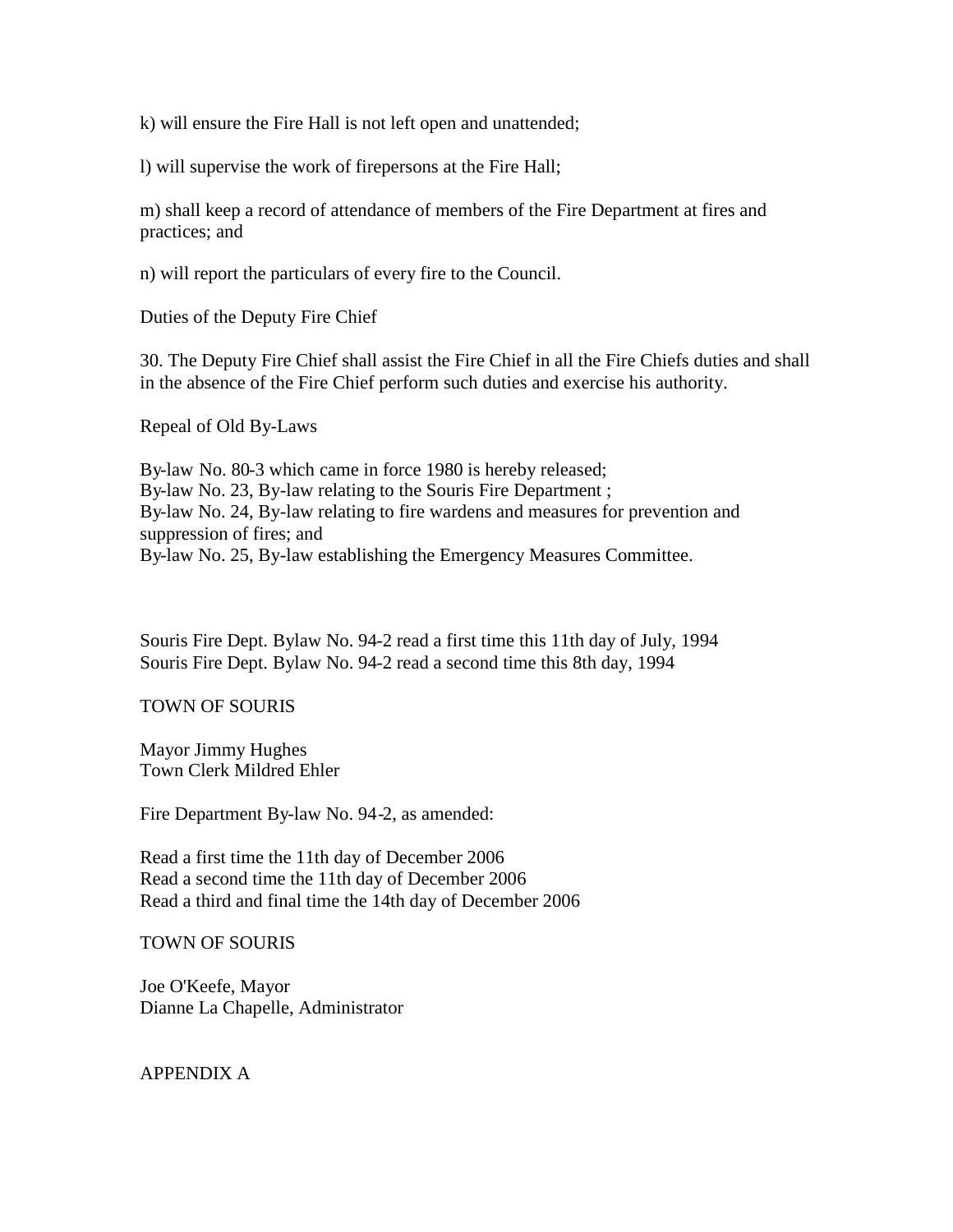k) will ensure the Fire Hall is not left open and unattended;

l) will supervise the work of firepersons at the Fire Hall;

m) shall keep a record of attendance of members of the Fire Department at fires and practices; and

n) will report the particulars of every fire to the Council.

Duties of the Deputy Fire Chief

30. The Deputy Fire Chief shall assist the Fire Chief in all the Fire Chiefs duties and shall in the absence of the Fire Chief perform such duties and exercise his authority.

Repeal of Old By-Laws

By-law No. 80-3 which came in force 1980 is hereby released;
By-law No. 23, By-law relating to the Souris Fire Department ;
By-law No. 24, By-law relating to fire wardens and measures for prevention and suppression of fires; and
By-law No. 25, By-law establishing the Emergency Measures Committee.

Souris Fire Dept. Bylaw No. 94-2 read a first time this 11th day of July, 1994
Souris Fire Dept. Bylaw No. 94-2 read a second time this 8th day, 1994

TOWN OF SOURIS

Mayor Jimmy Hughes
Town Clerk Mildred Ehler

Fire Department By-law No. 94-2, as amended:

Read a first time the 11th day of December 2006
Read a second time the 11th day of December 2006
Read a third and final time the 14th day of December 2006

TOWN OF SOURIS

Joe O'Keefe, Mayor
Dianne La Chapelle, Administrator

APPENDIX A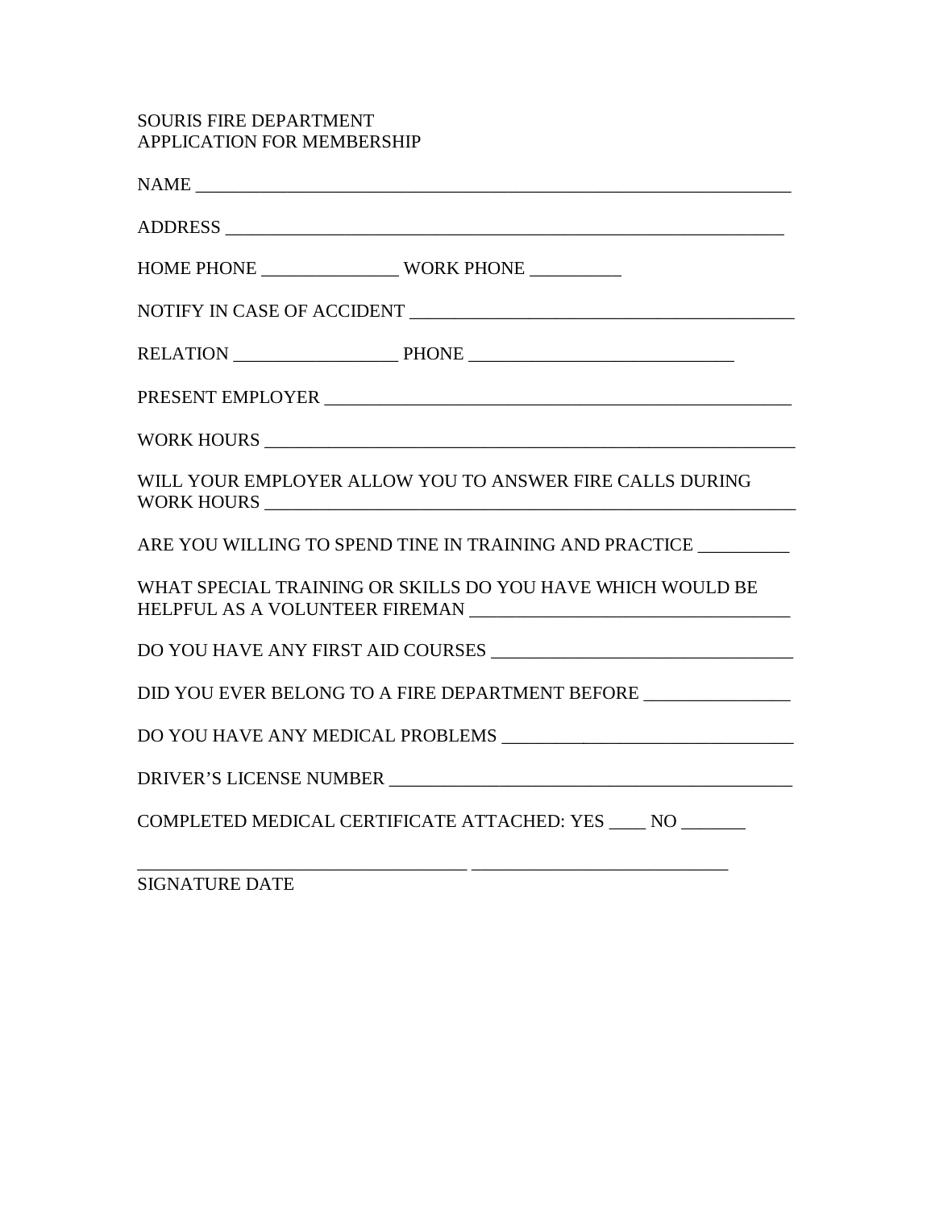SOURIS FIRE DEPARTMENT
APPLICATION FOR MEMBERSHIP

NAME ___________________________________________________________________

ADDRESS ________________________________________________________________

HOME PHONE _______________ WORK PHONE __________

NOTIFY IN CASE OF ACCIDENT ___________________________________________

RELATION __________________ PHONE _____________________________

PRESENT EMPLOYER _____________________________________________________

WORK HOURS ____________________________________________________________

WILL YOUR EMPLOYER ALLOW YOU TO ANSWER FIRE CALLS DURING WORK HOURS ____________________________________________________________

ARE YOU WILLING TO SPEND TINE IN TRAINING AND PRACTICE __________

WHAT SPECIAL TRAINING OR SKILLS DO YOU HAVE WHICH WOULD BE HELPFUL AS A VOLUNTEER FIREMAN __________________________________

DO YOU HAVE ANY FIRST AID COURSES _________________________________

DID YOU EVER BELONG TO A FIRE DEPARTMENT BEFORE ________________

DO YOU HAVE ANY MEDICAL PROBLEMS _______________________________

DRIVER'S LICENSE NUMBER _____________________________________________

COMPLETED MEDICAL CERTIFICATE ATTACHED: YES ____ NO _______

_____________________________________ ____________________________
SIGNATURE DATE